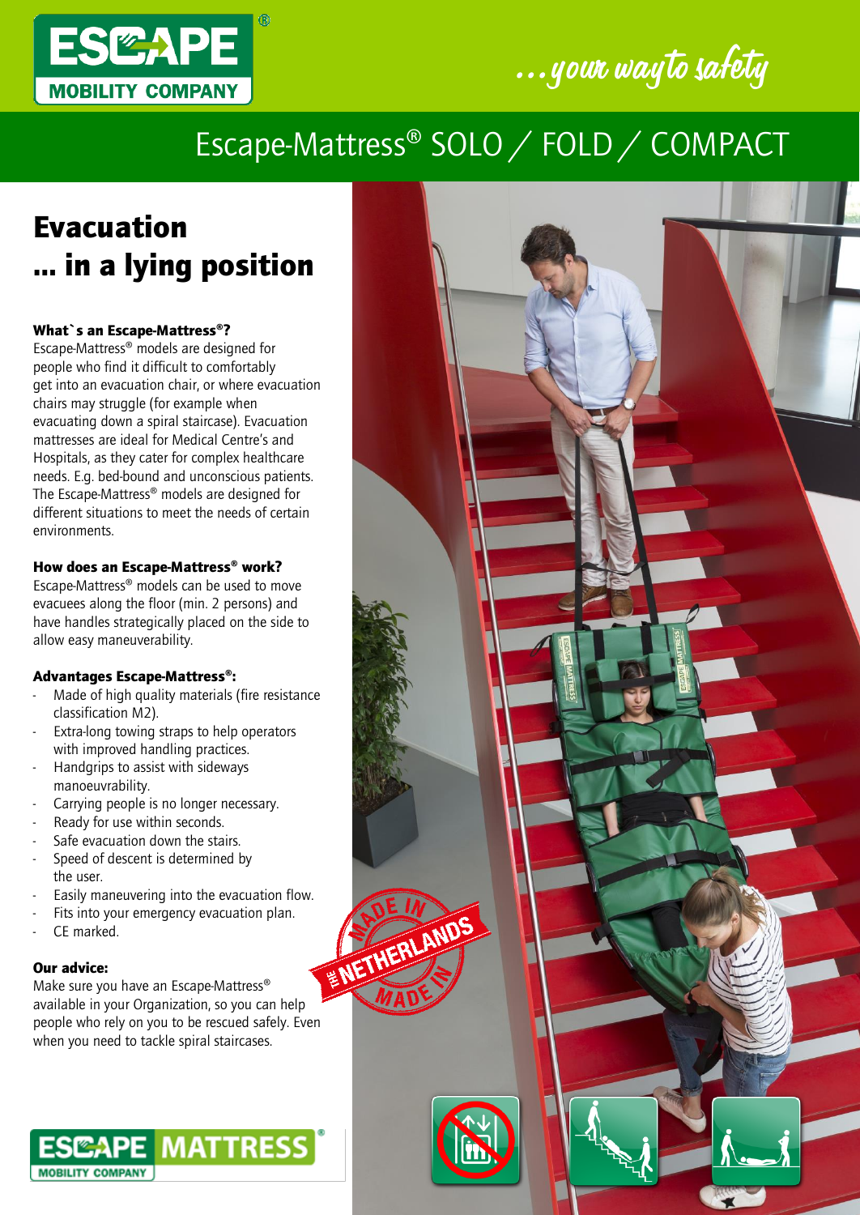ESCAPE MOBILITY COMPANY

*...your way to safety*

# Escape-Mattress® SOLO / FOLD / COMPACT

## Evacuation ... in a lying position

**What`s an Escape-Mattress®?**
Escape-Mattress® models are designed for people who find it difficult to comfortably get into an evacuation chair, or where evacuation chairs may struggle (for example when evacuating down a spiral staircase). Evacuation mattresses are ideal for Medical Centre's and Hospitals, as they cater for complex healthcare needs. E.g. bed-bound and unconscious patients. The Escape-Mattress® models are designed for different situations to meet the needs of certain environments.

**How does an Escape-Mattress® work?**
Escape-Mattress® models can be used to move evacuees along the floor (min. 2 persons) and have handles strategically placed on the side to allow easy maneuverability.

**Advantages Escape-Mattress®:**

- Made of high quality materials (fire resistance classification M2).
- Extra-long towing straps to help operators with improved handling practices.
- Handgrips to assist with sideways manoeuvrability.
- Carrying people is no longer necessary.
- Ready for use within seconds.
- Safe evacuation down the stairs.
- Speed of descent is determined by the user.
- Easily maneuvering into the evacuation flow.
- Fits into your emergency evacuation plan.
- CE marked.

**Our advice:**
Make sure you have an Escape-Mattress® available in your Organization, so you can help people who rely on you to be rescued safely. Even when you need to tackle spiral staircases.

MADE IN THE NETHERLANDS

ESCAPE MATTRESS® MOBILITY COMPANY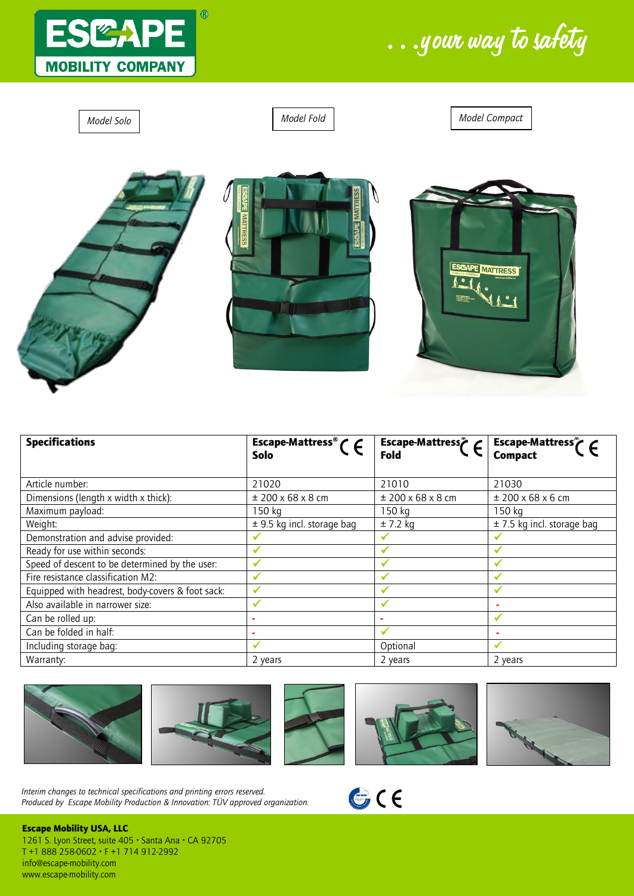ESCAPE MOBILITY COMPANY

*. . .your way to safety*

*Model Solo*

*Model Fold*

*Model Compact*

| Specifications | Escape-Mattress® Solo | Escape-Mattress® Fold | Escape-Mattress® Compact |
|---|---|---|---|
| Article number: | 21020 | 21010 | 21030 |
| Dimensions (length x width x thick): | ± 200 x 68 x 8 cm | ± 200 x 68 x 8 cm | ± 200 x 68 x 6 cm |
| Maximum payload: | 150 kg | 150 kg | 150 kg |
| Weight: | ± 9.5 kg incl. storage bag | ± 7.2 kg | ± 7.5 kg incl. storage bag |
| Demonstration and advise provided: | ✓ | ✓ | ✓ |
| Ready for use within seconds: | ✓ | ✓ | ✓ |
| Speed of descent to be determined by the user: | ✓ | ✓ | ✓ |
| Fire resistance classification M2: | ✓ | ✓ | ✓ |
| Equipped with headrest, body-covers & foot sack: | ✓ | ✓ | ✓ |
| Also available in narrower size: | ✓ | ✓ | - |
| Can be rolled up: | - | - | ✓ |
| Can be folded in half: | - | ✓ | - |
| Including storage bag: | ✓ | Optional | ✓ |
| Warranty: | 2 years | 2 years | 2 years |

*Interim changes to technical specifications and printing errors reserved.*
*Produced by Escape Mobility Production & Innovation: TÜV approved organization.*

**Escape Mobility USA, LLC**
1261 S. Lyon Street, suite 405 · Santa Ana · CA 92705
T +1 888 258-0602 · F +1 714 912-2992
info@escape-mobility.com
www.escape-mobility.com